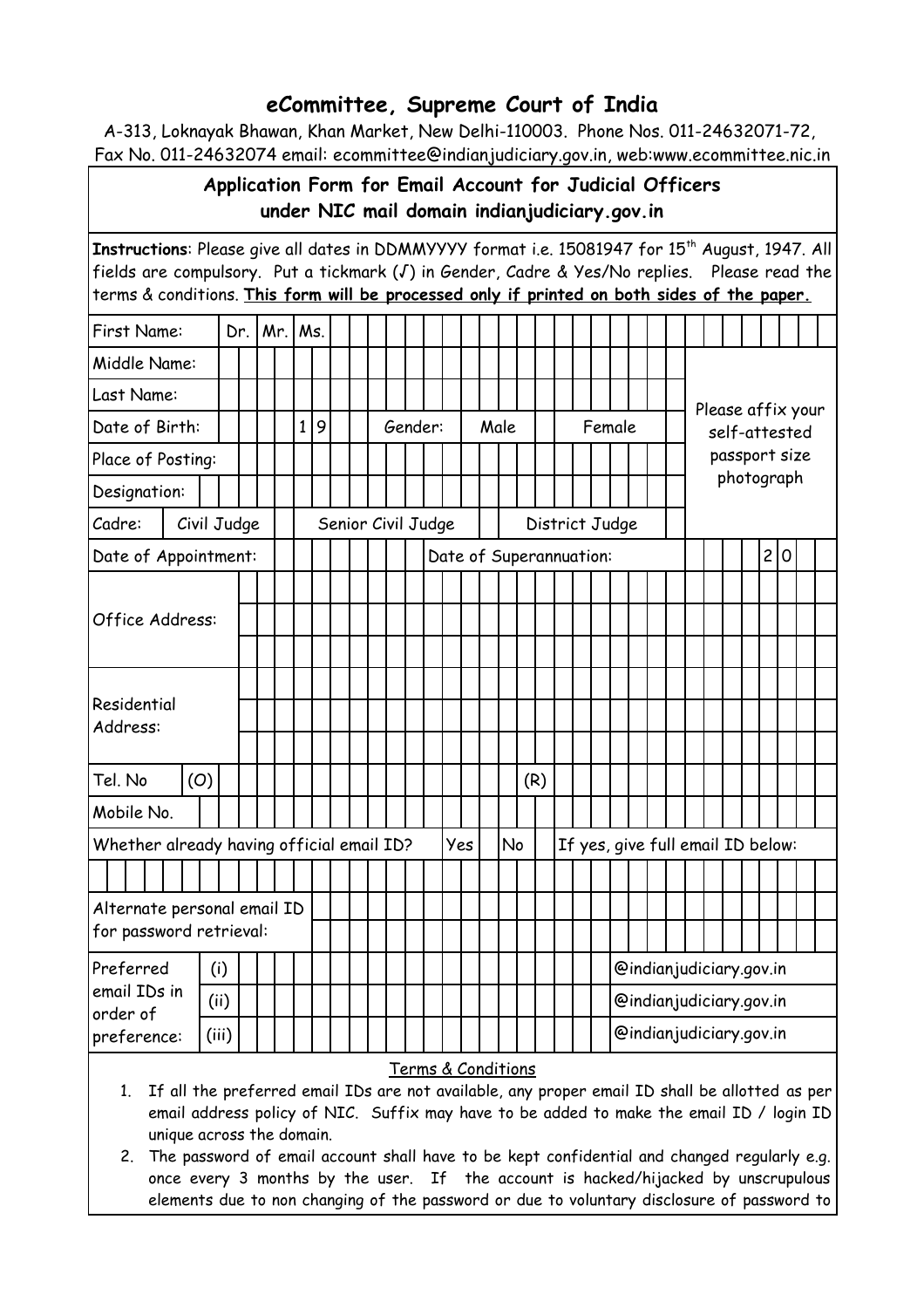# eCommittee, Supreme Court of India

A-313, Loknayak Bhawan, Khan Market, New Delhi-110003. Phone Nos. 011-24632071-72, Fax No. 011-24632074 email: ecommittee@indianjudiciary.gov.in, web:www.ecommittee.nic.in

## Application Form for Email Account for Judicial Officers under NIC mail domain indianjudiciary.gov.in

**Instructions**: Please give all dates in DDMMYYYY format i.e. 15081947 for 15th August, 1947. All fields are compulsory. Put a tickmark (√) in Gender, Cadre & Yes/No replies. Please read the terms & conditions. **This form will be processed only if printed on both sides of the paper.**

| Field | Details |
|---|---|
| First Name: | Dr. / Mr. / Ms. |
| Middle Name: | |
| Last Name: | |
| Date of Birth: | _ _ _ _ 1 9 _ _ — Gender: Male / Female |
| Place of Posting: | |
| Designation: | |
| Cadre: | Civil Judge / Senior Civil Judge / District Judge |
| Date of Appointment: | Date of Superannuation: _ _ _ _ 2 0 _ _ |
| Office Address: | |
| Residential Address: | |
| Tel. No (O) | (R) |
| Mobile No. | |
| Whether already having official email ID? | Yes / No — If yes, give full email ID below: |
| | |
| Alternate personal email ID for password retrieval: | |
| Preferred email IDs in order of preference: (i) | @indianjudiciary.gov.in |
| (ii) | @indianjudiciary.gov.in |
| (iii) | @indianjudiciary.gov.in |

Please affix your self-attested passport size photograph

### Terms & Conditions

1. If all the preferred email IDs are not available, any proper email ID shall be allotted as per email address policy of NIC. Suffix may have to be added to make the email ID / login ID unique across the domain.
2. The password of email account shall have to be kept confidential and changed regularly e.g. once every 3 months by the user. If the account is hacked/hijacked by unscrupulous elements due to non changing of the password or due to voluntary disclosure of password to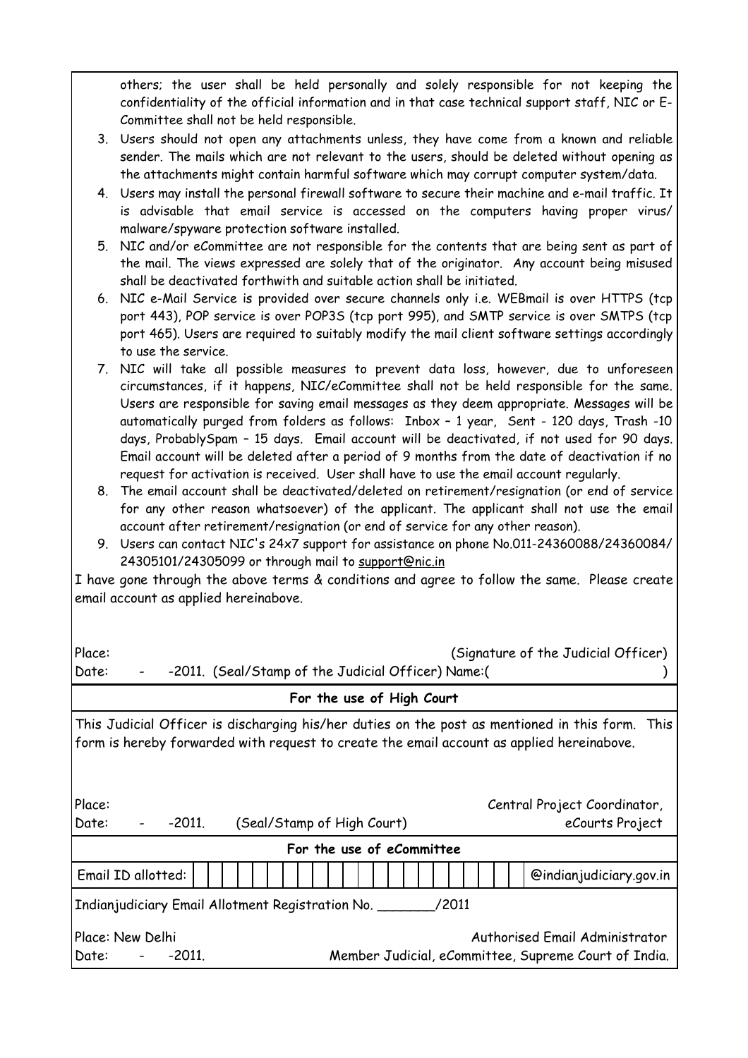others; the user shall be held personally and solely responsible for not keeping the confidentiality of the official information and in that case technical support staff, NIC or E-Committee shall not be held responsible.

3. Users should not open any attachments unless, they have come from a known and reliable sender. The mails which are not relevant to the users, should be deleted without opening as the attachments might contain harmful software which may corrupt computer system/data.
4. Users may install the personal firewall software to secure their machine and e-mail traffic. It is advisable that email service is accessed on the computers having proper virus/ malware/spyware protection software installed.
5. NIC and/or eCommittee are not responsible for the contents that are being sent as part of the mail. The views expressed are solely that of the originator. Any account being misused shall be deactivated forthwith and suitable action shall be initiated.
6. NIC e-Mail Service is provided over secure channels only i.e. WEBmail is over HTTPS (tcp port 443), POP service is over POP3S (tcp port 995), and SMTP service is over SMTPS (tcp port 465). Users are required to suitably modify the mail client software settings accordingly to use the service.
7. NIC will take all possible measures to prevent data loss, however, due to unforeseen circumstances, if it happens, NIC/eCommittee shall not be held responsible for the same. Users are responsible for saving email messages as they deem appropriate. Messages will be automatically purged from folders as follows: Inbox – 1 year, Sent - 120 days, Trash -10 days, ProbablySpam – 15 days. Email account will be deactivated, if not used for 90 days. Email account will be deleted after a period of 9 months from the date of deactivation if no request for activation is received. User shall have to use the email account regularly.
8. The email account shall be deactivated/deleted on retirement/resignation (or end of service for any other reason whatsoever) of the applicant. The applicant shall not use the email account after retirement/resignation (or end of service for any other reason).
9. Users can contact NIC's 24x7 support for assistance on phone No.011-24360088/24360084/ 24305101/24305099 or through mail to support@nic.in

I have gone through the above terms & conditions and agree to follow the same. Please create email account as applied hereinabove.

Place: (Signature of the Judicial Officer)

Date: - -2011. (Seal/Stamp of the Judicial Officer) Name:( )

**For the use of High Court**

This Judicial Officer is discharging his/her duties on the post as mentioned in this form. This form is hereby forwarded with request to create the email account as applied hereinabove.

Place: Central Project Coordinator,

Date: - -2011. (Seal/Stamp of High Court) eCourts Project

**For the use of eCommittee**

Email ID allotted: @indianjudiciary.gov.in

Indianjudiciary Email Allotment Registration No. _______/2011

Place: New Delhi Authorised Email Administrator

Date: - -2011. Member Judicial, eCommittee, Supreme Court of India.